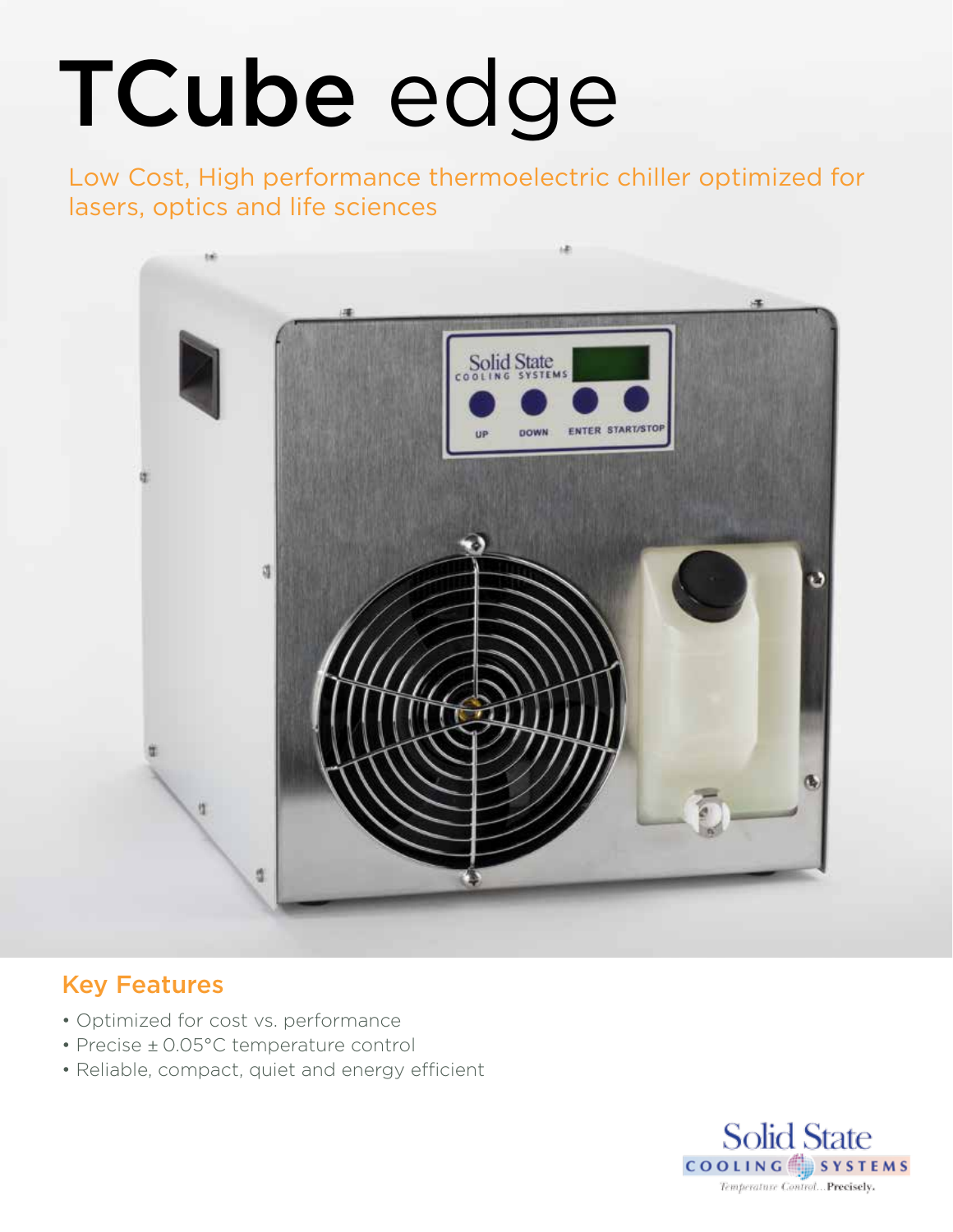# TCube edge

Low Cost, High performance thermoelectric chiller optimized for lasers, optics and life sciences

## Key Features

- Optimized for cost vs. performance
- Precise ± 0.05°C temperature control
- Reliable, compact, quiet and energy efficient

Solid State COOLING SYSTEMS

*Temperature Control...* **Precisely.**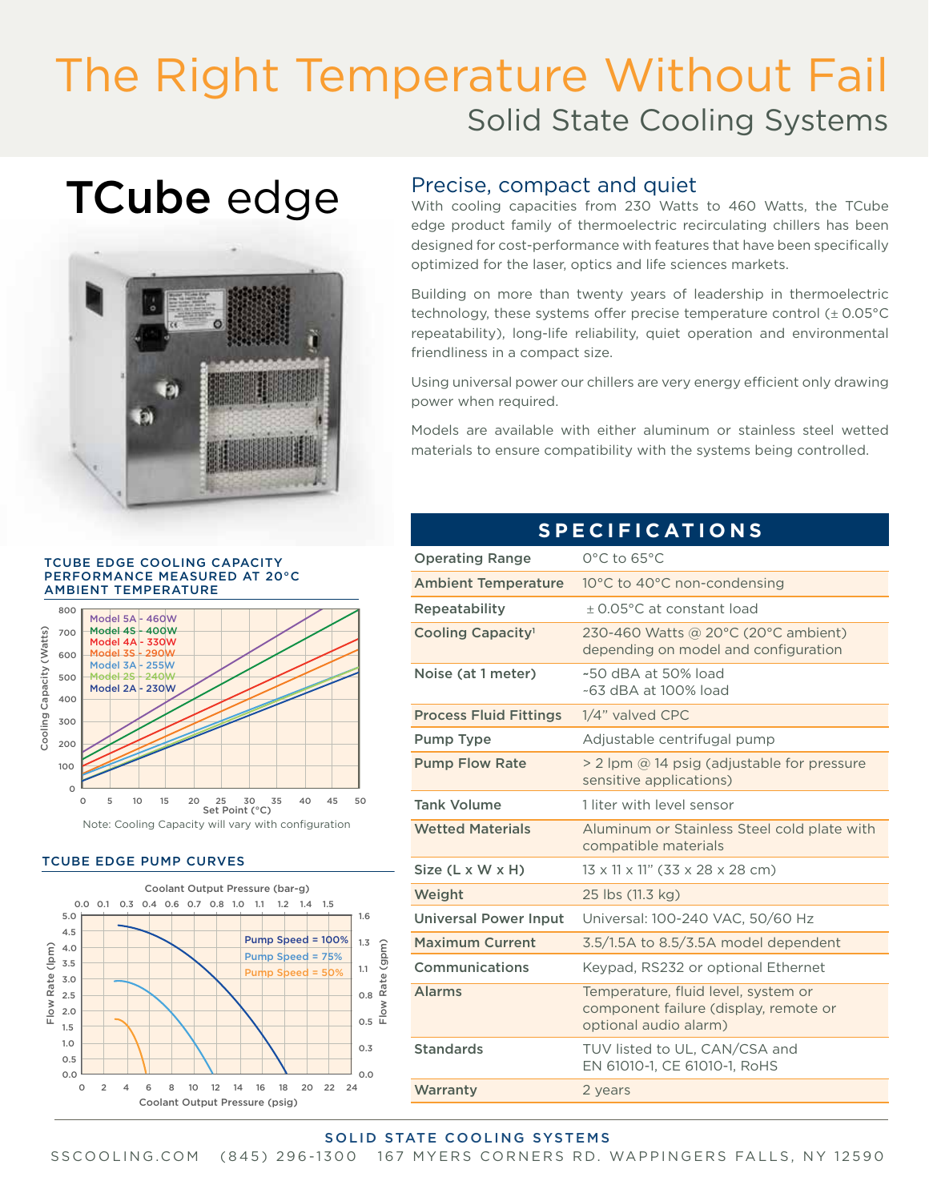# The Right Temperature Without Fail

## Solid State Cooling Systems

# TCube edge

## Precise, compact and quiet

With cooling capacities from 230 Watts to 460 Watts, the TCube edge product family of thermoelectric recirculating chillers has been designed for cost-performance with features that have been specifically optimized for the laser, optics and life sciences markets.

Building on more than twenty years of leadership in thermoelectric technology, these systems offer precise temperature control (± 0.05°C repeatability), long-life reliability, quiet operation and environmental friendliness in a compact size.

Using universal power our chillers are very energy efficient only drawing power when required.

Models are available with either aluminum or stainless steel wetted materials to ensure compatibility with the systems being controlled.

### TCUBE EDGE COOLING CAPACITY PERFORMANCE MEASURED AT 20°C AMBIENT TEMPERATURE

Cooling Capacity (Watts)

800
700
600
500
400
300
200
100
0

Model 5A - 460W
Model 4S - 400W
Model 4A - 330W
Model 3S - 290W
Model 3A - 255W
Model 2S - 240W
Model 2A - 230W

0 5 10 15 20 25 30 35 40 45 50

Set Point (°C)

Note: Cooling Capacity will vary with configuration

### TCUBE EDGE PUMP CURVES

Coolant Output Pressure (bar-g)

0.0 0.1 0.3 0.4 0.6 0.7 0.8 1.0 1.1 1.2 1.4 1.5

Flow Rate (lpm)

5.0
4.5
4.0
3.5
3.0
2.5
2.0
1.5
1.0
0.5
0.0

Flow Rate (gpm)

1.6
1.3
1.1
0.8
0.5
0.3
0.0

Pump Speed = 100%
Pump Speed = 75%
Pump Speed = 50%

0 2 4 6 8 10 12 14 16 18 20 22 24

Coolant Output Pressure (psig)

## SPECIFICATIONS

| | |
|---|---|
| **Operating Range** | 0°C to 65°C |
| **Ambient Temperature** | 10°C to 40°C non-condensing |
| **Repeatability** | ± 0.05°C at constant load |
| **Cooling Capacity**[1] | 230-460 Watts @ 20°C (20°C ambient) depending on model and configuration |
| **Noise (at 1 meter)** | ~50 dBA at 50% load<br>~63 dBA at 100% load |
| **Process Fluid Fittings** | 1/4" valved CPC |
| **Pump Type** | Adjustable centrifugal pump |
| **Pump Flow Rate** | > 2 lpm @ 14 psig (adjustable for pressure sensitive applications) |
| **Tank Volume** | 1 liter with level sensor |
| **Wetted Materials** | Aluminum or Stainless Steel cold plate with compatible materials |
| **Size (L x W x H)** | 13 x 11 x 11" (33 x 28 x 28 cm) |
| **Weight** | 25 lbs (11.3 kg) |
| **Universal Power Input** | Universal: 100-240 VAC, 50/60 Hz |
| **Maximum Current** | 3.5/1.5A to 8.5/3.5A model dependent |
| **Communications** | Keypad, RS232 or optional Ethernet |
| **Alarms** | Temperature, fluid level, system or component failure (display, remote or optional audio alarm) |
| **Standards** | TUV listed to UL, CAN/CSA and EN 61010-1, CE 61010-1, RoHS |
| **Warranty** | 2 years |

**SOLID STATE COOLING SYSTEMS**

SSCOOLING.COM (845) 296-1300 167 MYERS CORNERS RD. WAPPINGERS FALLS, NY 12590